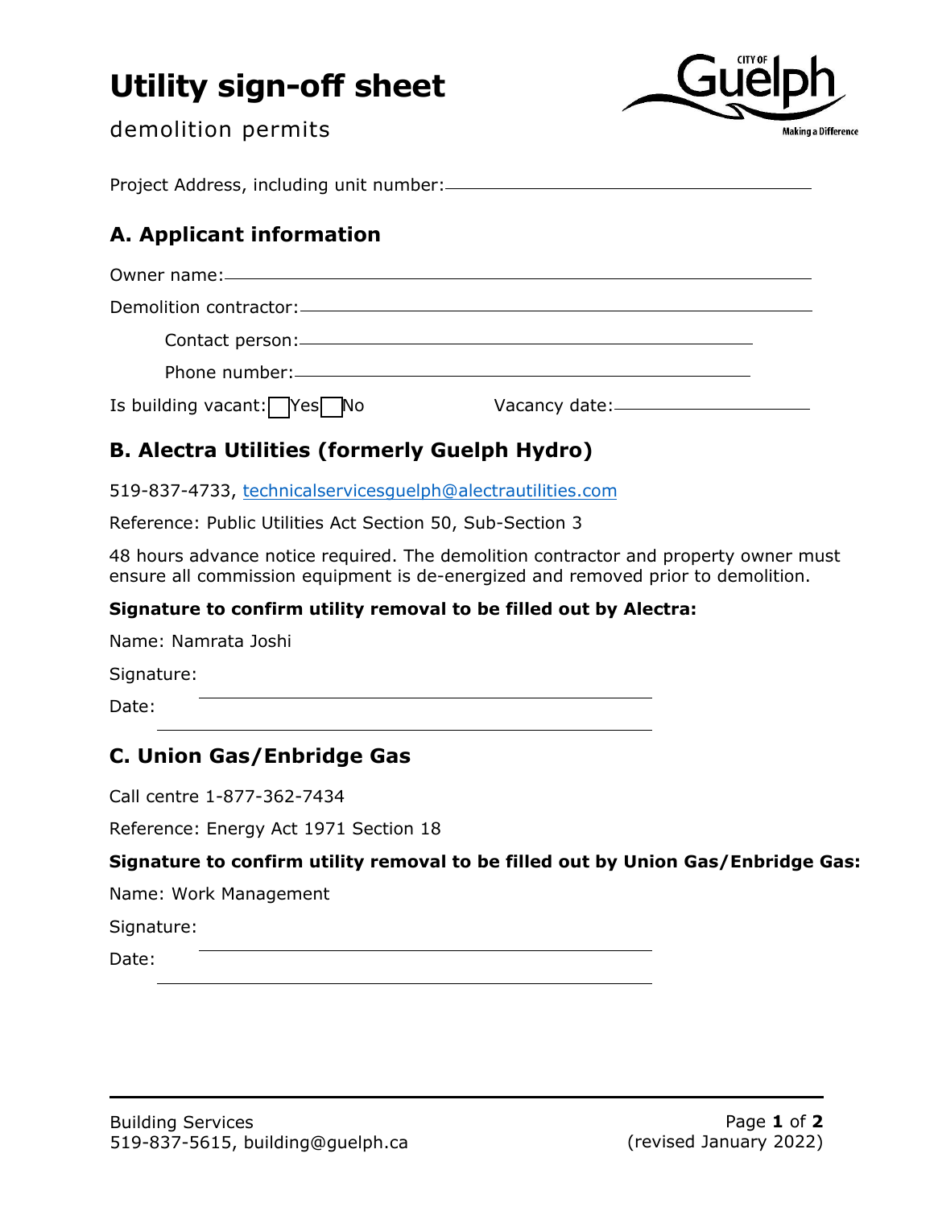# Utility sign-off sheet

demolition permits

Project Address, including unit number: \_\_\_\_\_\_\_\_\_\_\_\_\_\_\_\_\_\_\_\_\_\_\_\_\_\_\_\_\_\_

## A. Applicant information

Owner name: \_\_\_\_\_\_\_\_\_\_\_\_\_\_\_\_\_\_\_\_\_\_\_\_\_\_\_\_\_\_

Demolition contractor: \_\_\_\_\_\_\_\_\_\_\_\_\_\_\_\_\_\_\_\_\_\_\_\_\_\_\_\_\_\_

Contact person: \_\_\_\_\_\_\_\_\_\_\_\_\_\_\_\_\_\_\_\_\_\_\_\_\_\_\_\_\_\_

Phone number: \_\_\_\_\_\_\_\_\_\_\_\_\_\_\_\_\_\_\_\_\_\_\_\_\_\_\_\_\_\_

Is building vacant: ☐ Yes ☐ No    Vacancy date: \_\_\_\_\_\_\_\_\_\_\_\_\_\_\_\_\_\_\_\_

## B. Alectra Utilities (formerly Guelph Hydro)

519-837-4733, technicalservicesguelph@alectrautilities.com

Reference: Public Utilities Act Section 50, Sub-Section 3

48 hours advance notice required. The demolition contractor and property owner must ensure all commission equipment is de-energized and removed prior to demolition.

**Signature to confirm utility removal to be filled out by Alectra:**

Name: Namrata Joshi

Signature: \_\_\_\_\_\_\_\_\_\_\_\_\_\_\_\_\_\_\_\_\_\_\_\_\_\_\_\_\_\_

Date: \_\_\_\_\_\_\_\_\_\_\_\_\_\_\_\_\_\_\_\_\_\_\_\_\_\_\_\_\_\_

## C. Union Gas/Enbridge Gas

Call centre 1-877-362-7434

Reference: Energy Act 1971 Section 18

**Signature to confirm utility removal to be filled out by Union Gas/Enbridge Gas:**

Name: Work Management

Signature: \_\_\_\_\_\_\_\_\_\_\_\_\_\_\_\_\_\_\_\_\_\_\_\_\_\_\_\_\_\_

Date: \_\_\_\_\_\_\_\_\_\_\_\_\_\_\_\_\_\_\_\_\_\_\_\_\_\_\_\_\_\_

Building Services
519-837-5615, building@guelph.ca

(revised January 2022)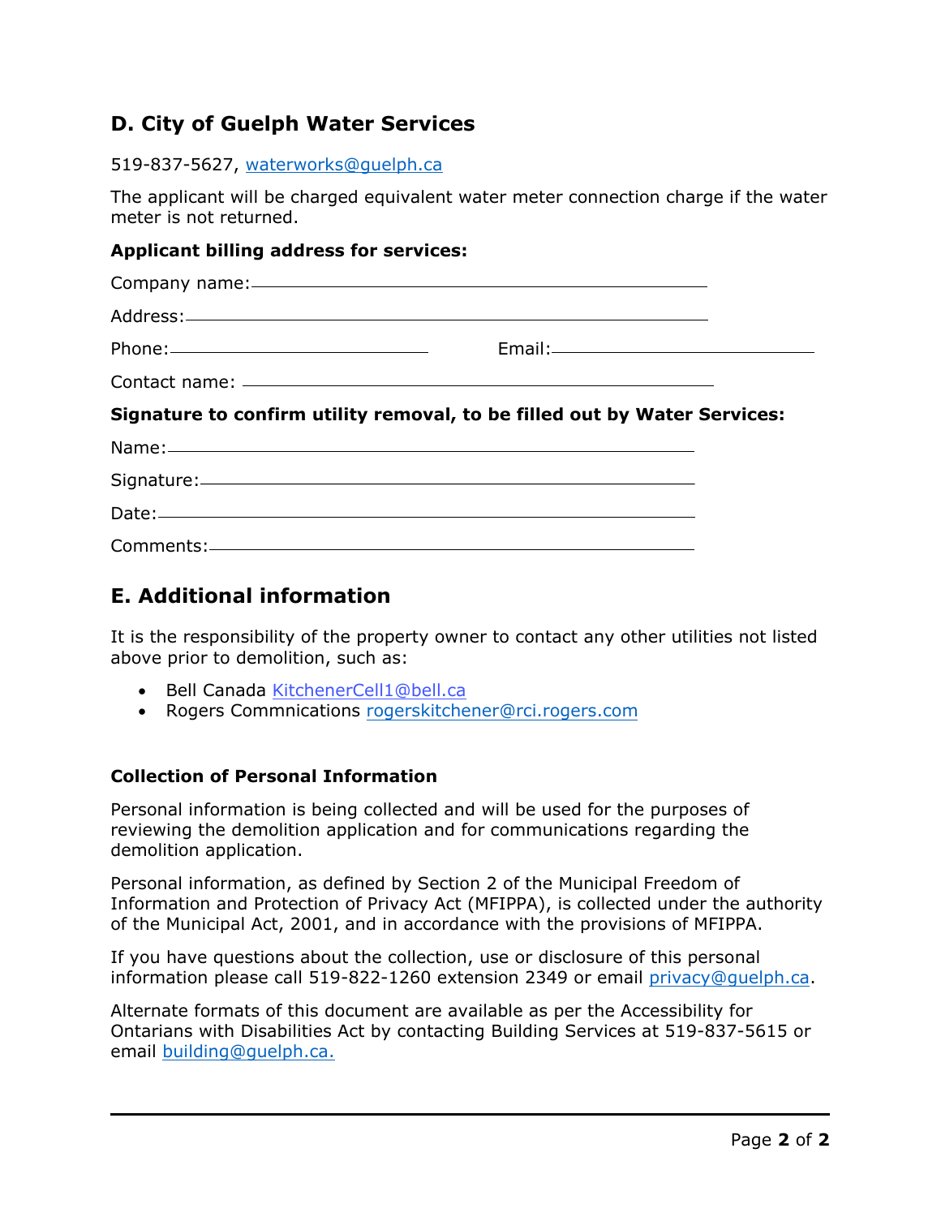## D. City of Guelph Water Services

519-837-5627, waterworks@guelph.ca

The applicant will be charged equivalent water meter connection charge if the water meter is not returned.

**Applicant billing address for services:**

Company name: \_\_\_\_\_\_\_\_\_\_\_\_\_\_\_\_\_\_\_\_\_\_\_\_\_\_\_\_\_\_\_\_\_\_\_\_\_\_\_\_

Address: \_\_\_\_\_\_\_\_\_\_\_\_\_\_\_\_\_\_\_\_\_\_\_\_\_\_\_\_\_\_\_\_\_\_\_\_\_\_\_\_

Phone: \_\_\_\_\_\_\_\_\_\_\_\_\_\_\_\_\_\_\_\_ Email: \_\_\_\_\_\_\_\_\_\_\_\_\_\_\_\_\_\_\_\_

Contact name: \_\_\_\_\_\_\_\_\_\_\_\_\_\_\_\_\_\_\_\_\_\_\_\_\_\_\_\_\_\_\_\_\_\_\_\_\_\_\_\_

**Signature to confirm utility removal, to be filled out by Water Services:**

Name: \_\_\_\_\_\_\_\_\_\_\_\_\_\_\_\_\_\_\_\_\_\_\_\_\_\_\_\_\_\_\_\_\_\_\_\_\_\_\_\_

Signature: \_\_\_\_\_\_\_\_\_\_\_\_\_\_\_\_\_\_\_\_\_\_\_\_\_\_\_\_\_\_\_\_\_\_\_\_\_\_\_\_

Date: \_\_\_\_\_\_\_\_\_\_\_\_\_\_\_\_\_\_\_\_\_\_\_\_\_\_\_\_\_\_\_\_\_\_\_\_\_\_\_\_

Comments: \_\_\_\_\_\_\_\_\_\_\_\_\_\_\_\_\_\_\_\_\_\_\_\_\_\_\_\_\_\_\_\_\_\_\_\_\_\_\_\_

## E. Additional information

It is the responsibility of the property owner to contact any other utilities not listed above prior to demolition, such as:

- Bell Canada KitchenerCell1@bell.ca
- Rogers Commnications rogerskitchener@rci.rogers.com

### Collection of Personal Information

Personal information is being collected and will be used for the purposes of reviewing the demolition application and for communications regarding the demolition application.

Personal information, as defined by Section 2 of the Municipal Freedom of Information and Protection of Privacy Act (MFIPPA), is collected under the authority of the Municipal Act, 2001, and in accordance with the provisions of MFIPPA.

If you have questions about the collection, use or disclosure of this personal information please call 519-822-1260 extension 2349 or email privacy@guelph.ca.

Alternate formats of this document are available as per the Accessibility for Ontarians with Disabilities Act by contacting Building Services at 519-837-5615 or email building@guelph.ca.